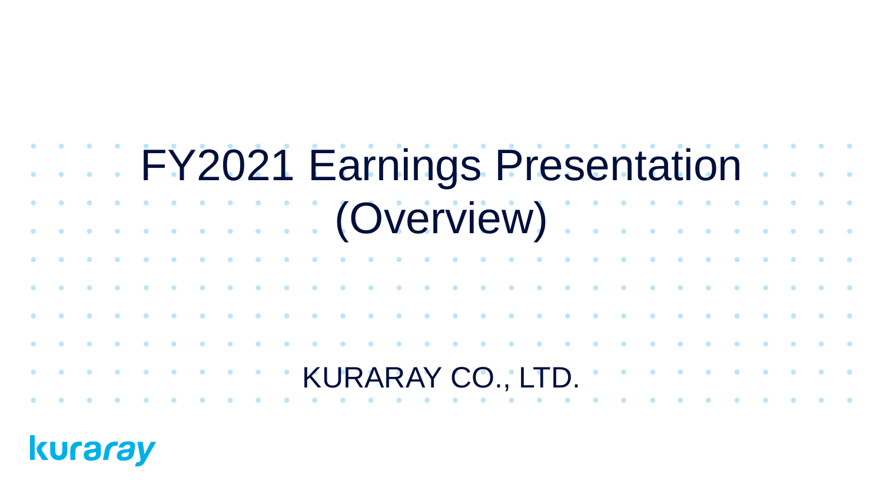# FY2021 Earnings Presentation (Overview)

KURARAY CO., LTD.

kuraray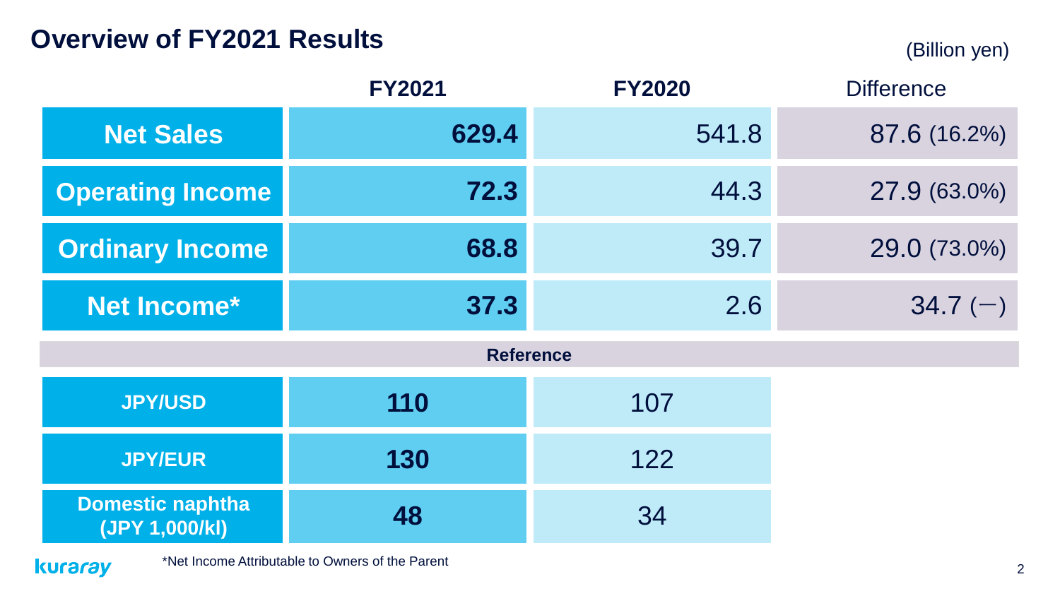# Overview of FY2021 Results

(Billion yen)

| | FY2021 | FY2020 | Difference |
|---|---|---|---|
| **Net Sales** | **629.4** | 541.8 | 87.6 (16.2%) |
| **Operating Income** | **72.3** | 44.3 | 27.9 (63.0%) |
| **Ordinary Income** | **68.8** | 39.7 | 29.0 (73.0%) |
| **Net Income*** | **37.3** | 2.6 | 34.7 (−) |
| **Reference** | | | |
| **JPY/USD** | **110** | 107 | |
| **JPY/EUR** | **130** | 122 | |
| **Domestic naphtha (JPY 1,000/kl)** | **48** | 34 | |

*Net Income Attributable to Owners of the Parent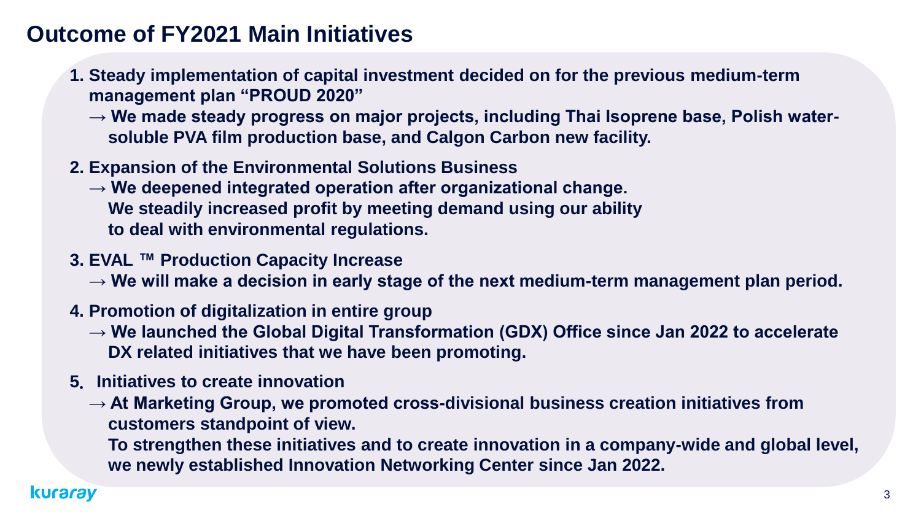# Outcome of FY2021 Main Initiatives

1. **Steady implementation of capital investment decided on for the previous medium-term management plan "PROUD 2020"**
   **→ We made steady progress on major projects, including Thai Isoprene base, Polish water-soluble PVA film production base, and Calgon Carbon new facility.**

2. **Expansion of the Environmental Solutions Business**
   **→ We deepened integrated operation after organizational change.**
   **We steadily increased profit by meeting demand using our ability to deal with environmental regulations.**

3. **EVAL ™ Production Capacity Increase**
   **→ We will make a decision in early stage of the next medium-term management plan period.**

4. **Promotion of digitalization in entire group**
   **→ We launched the Global Digital Transformation (GDX) Office since Jan 2022 to accelerate DX related initiatives that we have been promoting.**

5. **Initiatives to create innovation**
   **→ At Marketing Group, we promoted cross-divisional business creation initiatives from customers standpoint of view.**
   **To strengthen these initiatives and to create innovation in a company-wide and global level, we newly established Innovation Networking Center since Jan 2022.**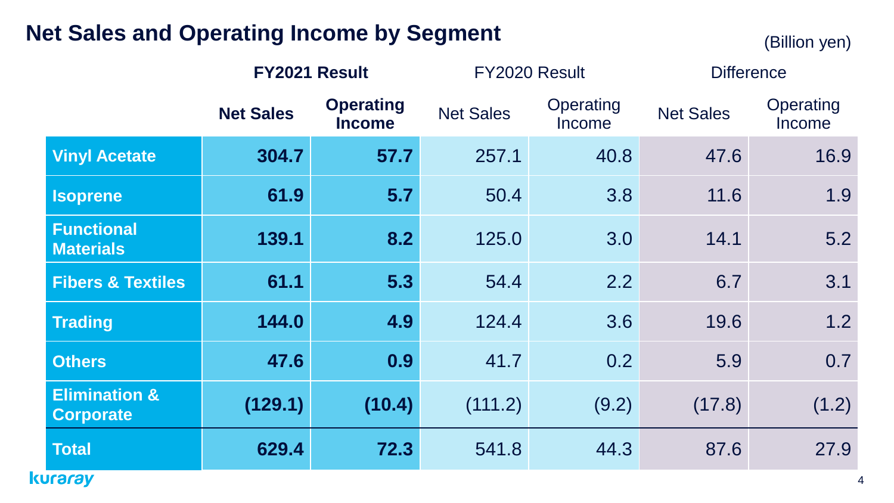# Net Sales and Operating Income by Segment

(Billion yen)

| | FY2021 Result | | FY2020 Result | | Difference | |
|---|---|---|---|---|---|---|
| | **Net Sales** | **Operating Income** | Net Sales | Operating Income | Net Sales | Operating Income |
| **Vinyl Acetate** | **304.7** | **57.7** | 257.1 | 40.8 | 47.6 | 16.9 |
| **Isoprene** | **61.9** | **5.7** | 50.4 | 3.8 | 11.6 | 1.9 |
| **Functional Materials** | **139.1** | **8.2** | 125.0 | 3.0 | 14.1 | 5.2 |
| **Fibers & Textiles** | **61.1** | **5.3** | 54.4 | 2.2 | 6.7 | 3.1 |
| **Trading** | **144.0** | **4.9** | 124.4 | 3.6 | 19.6 | 1.2 |
| **Others** | **47.6** | **0.9** | 41.7 | 0.2 | 5.9 | 0.7 |
| **Elimination & Corporate** | **(129.1)** | **(10.4)** | (111.2) | (9.2) | (17.8) | (1.2) |
| **Total** | **629.4** | **72.3** | 541.8 | 44.3 | 87.6 | 27.9 |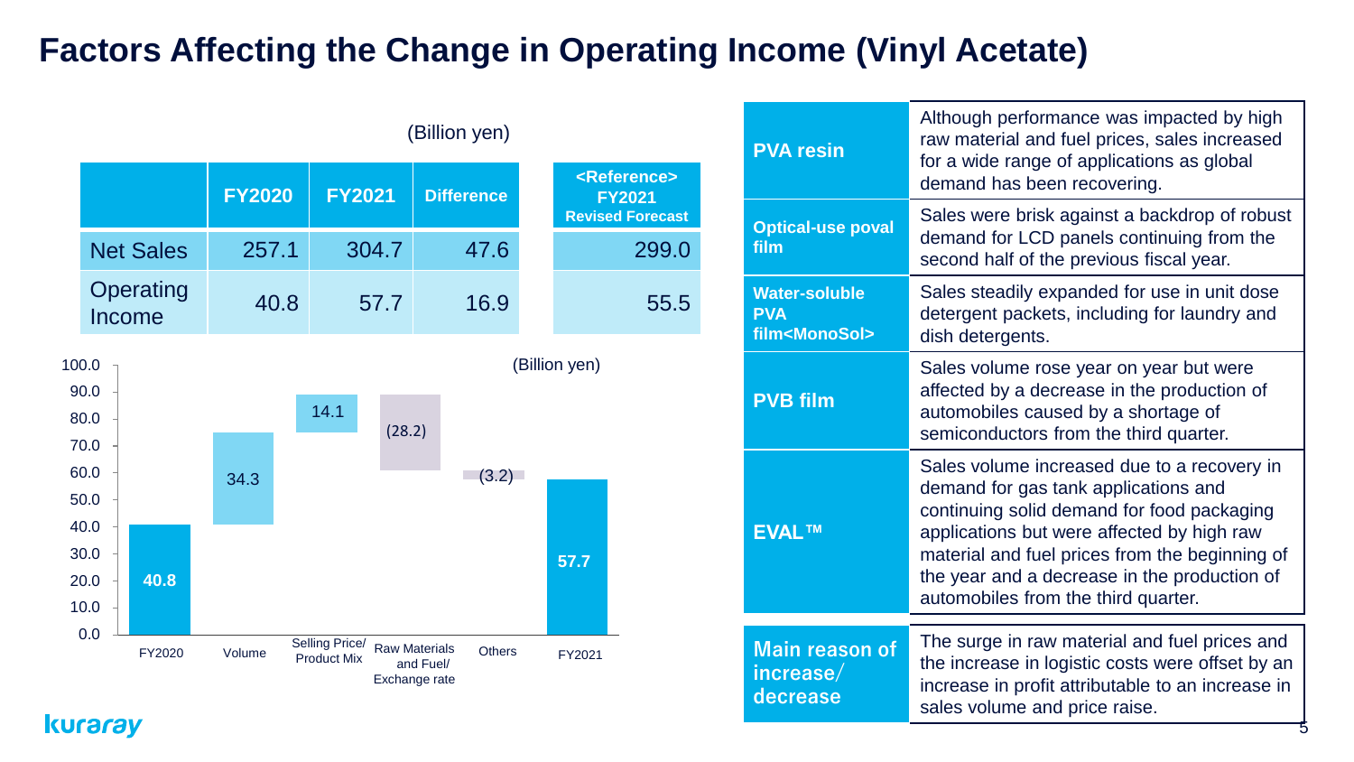# Factors Affecting the Change in Operating Income (Vinyl Acetate)

(Billion yen)

| | FY2020 | FY2021 | Difference | <Reference> FY2021 Revised Forecast |
|---|---|---|---|---|
| Net Sales | 257.1 | 304.7 | 47.6 | 299.0 |
| Operating Income | 40.8 | 57.7 | 16.9 | 55.5 |

(Billion yen)

| FY2020 | Volume | Selling Price/ Product Mix | Raw Materials and Fuel/ Exchange rate | Others | FY2021 |
|---|---|---|---|---|---|
| 40.8 | 34.3 | 14.1 | (28.2) | (3.2) | 57.7 |

| | |
|---|---|
| **PVA resin** | Although performance was impacted by high raw material and fuel prices, sales increased for a wide range of applications as global demand has been recovering. |
| **Optical-use poval film** | Sales were brisk against a backdrop of robust demand for LCD panels continuing from the second half of the previous fiscal year. |
| **Water-soluble PVA film<MonoSol>** | Sales steadily expanded for use in unit dose detergent packets, including for laundry and dish detergents. |
| **PVB film** | Sales volume rose year on year but were affected by a decrease in the production of automobiles caused by a shortage of semiconductors from the third quarter. |
| **EVAL™** | Sales volume increased due to a recovery in demand for gas tank applications and continuing solid demand for food packaging applications but were affected by high raw material and fuel prices from the beginning of the year and a decrease in the production of automobiles from the third quarter. |

| | |
|---|---|
| **Main reason of increase/ decrease** | The surge in raw material and fuel prices and the increase in logistic costs were offset by an increase in profit attributable to an increase in sales volume and price raise. |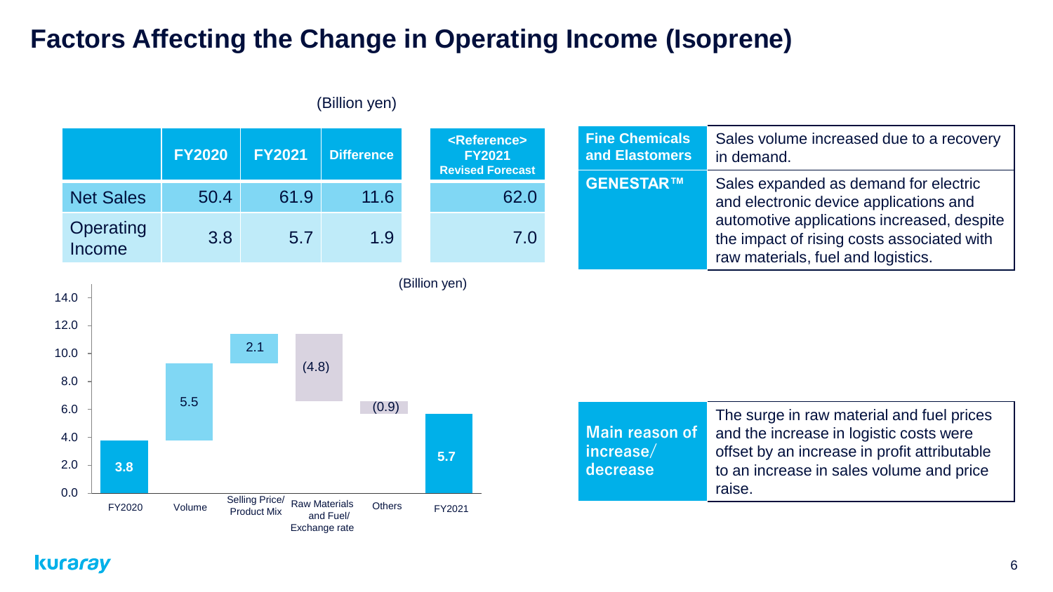# Factors Affecting the Change in Operating Income (Isoprene)

(Billion yen)

|  | FY2020 | FY2021 | Difference | <Reference> FY2021 Revised Forecast |
|---|---|---|---|---|
| Net Sales | 50.4 | 61.9 | 11.6 | 62.0 |
| Operating Income | 3.8 | 5.7 | 1.9 | 7.0 |

(Billion yen)

| FY2020 | Volume | Selling Price/ Product Mix | Raw Materials and Fuel/ Exchange rate | Others | FY2021 |
|---|---|---|---|---|---|
| 3.8 | 5.5 | 2.1 | (4.8) | (0.9) | 5.7 |

| | |
|---|---|
| **Fine Chemicals and Elastomers** | Sales volume increased due to a recovery in demand. |
| **GENESTAR™** | Sales expanded as demand for electric and electronic device applications and automotive applications increased, despite the impact of rising costs associated with raw materials, fuel and logistics. |

| | |
|---|---|
| **Main reason of increase/ decrease** | The surge in raw material and fuel prices and the increase in logistic costs were offset by an increase in profit attributable to an increase in sales volume and price raise. |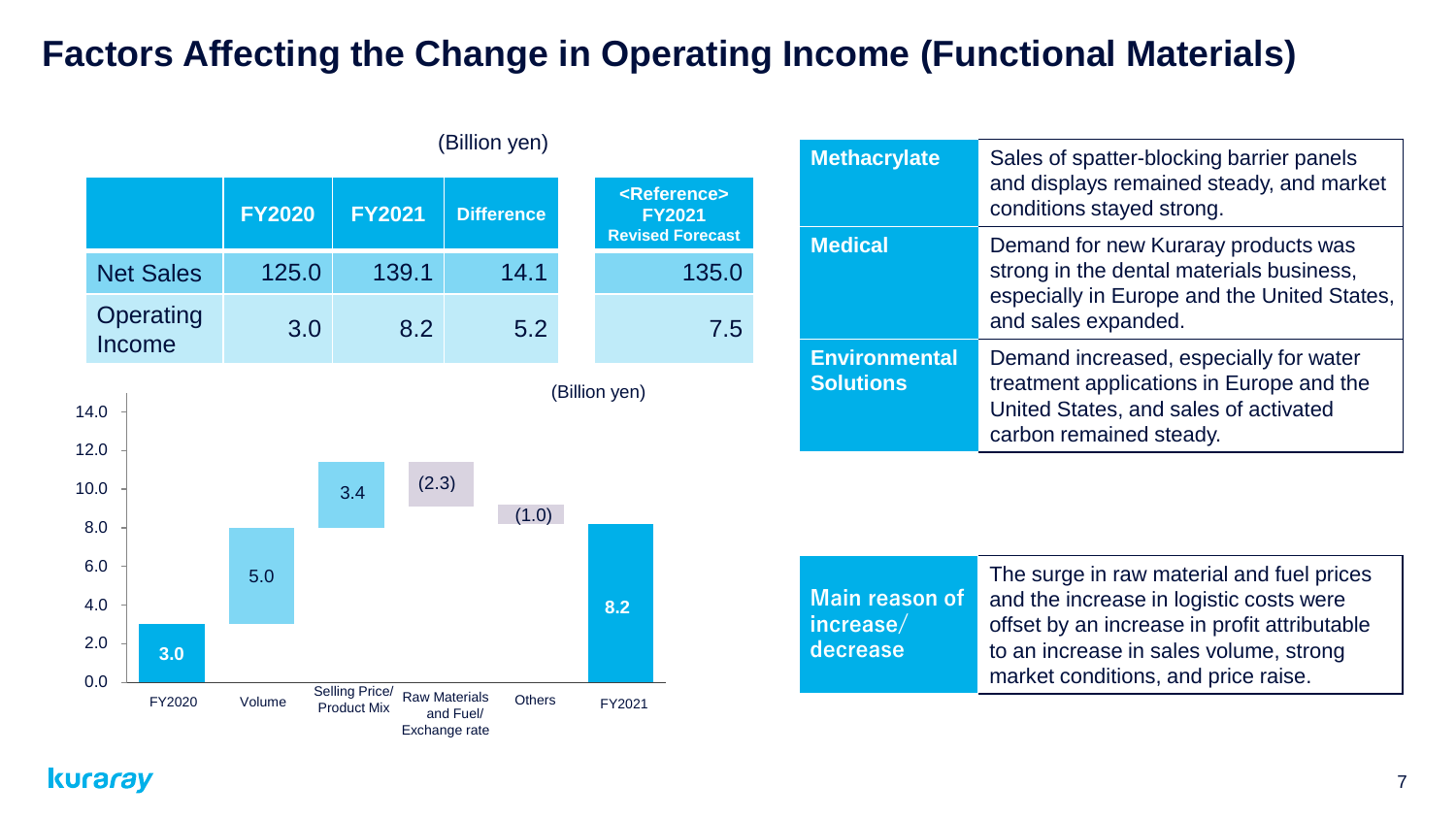# Factors Affecting the Change in Operating Income (Functional Materials)

(Billion yen)

| | FY2020 | FY2021 | Difference | <Reference> FY2021 Revised Forecast |
|---|---|---|---|---|
| Net Sales | 125.0 | 139.1 | 14.1 | 135.0 |
| Operating Income | 3.0 | 8.2 | 5.2 | 7.5 |

(Billion yen)

| | FY2020 | Volume | Selling Price/ Product Mix | Raw Materials and Fuel/ Exchange rate | Others | FY2021 |
|---|---|---|---|---|---|---|
| Operating Income | 3.0 | 5.0 | 3.4 | (2.3) | (1.0) | 8.2 |

| | |
|---|---|
| **Methacrylate** | Sales of spatter-blocking barrier panels and displays remained steady, and market conditions stayed strong. |
| **Medical** | Demand for new Kuraray products was strong in the dental materials business, especially in Europe and the United States, and sales expanded. |
| **Environmental Solutions** | Demand increased, especially for water treatment applications in Europe and the United States, and sales of activated carbon remained steady. |

| | |
|---|---|
| **Main reason of increase/ decrease** | The surge in raw material and fuel prices and the increase in logistic costs were offset by an increase in profit attributable to an increase in sales volume, strong market conditions, and price raise. |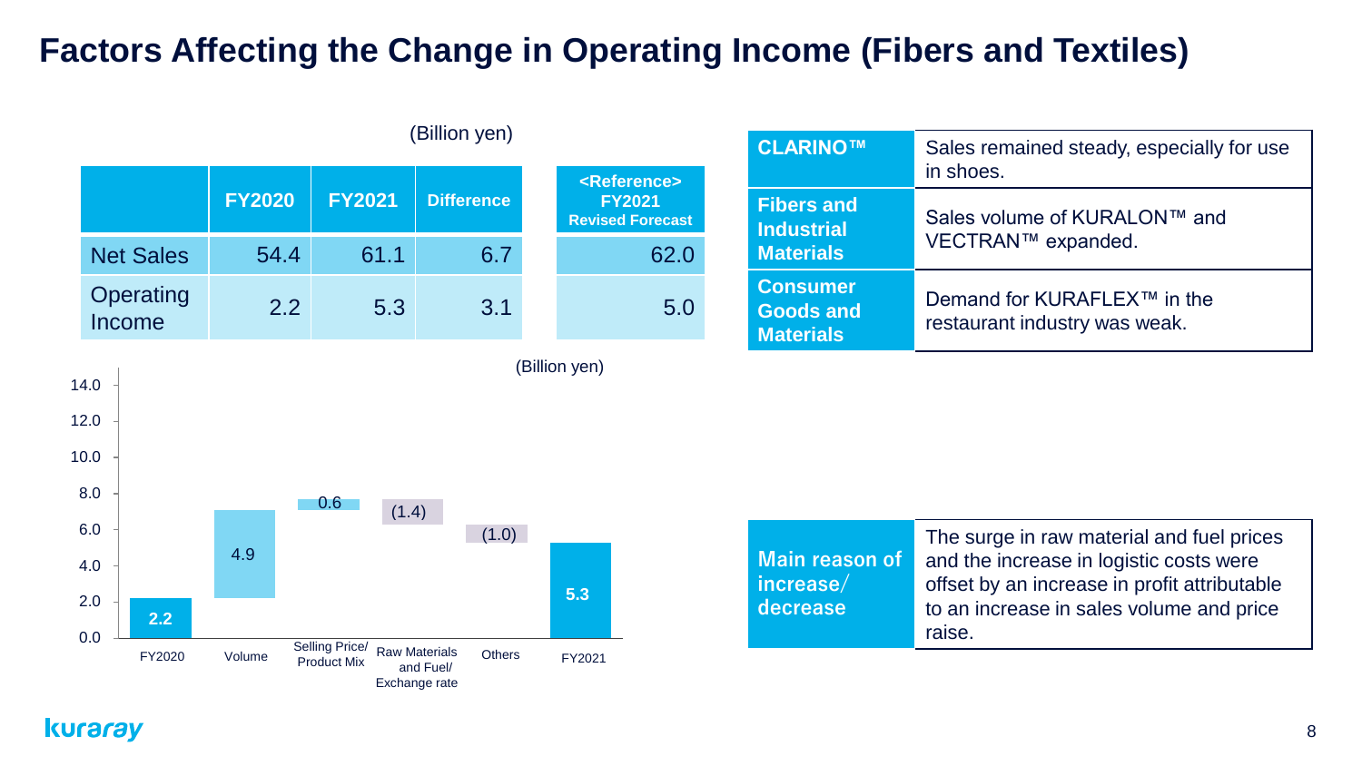# Factors Affecting the Change in Operating Income (Fibers and Textiles)

(Billion yen)

| | FY2020 | FY2021 | Difference | <Reference> FY2021 Revised Forecast |
|---|---|---|---|---|
| Net Sales | 54.4 | 61.1 | 6.7 | 62.0 |
| Operating Income | 2.2 | 5.3 | 3.1 | 5.0 |

(Billion yen)

| | FY2020 | Volume | Selling Price/ Product Mix | Raw Materials and Fuel/ Exchange rate | Others | FY2021 |
|---|---|---|---|---|---|---|
| Operating Income | 2.2 | 4.9 | 0.6 | (1.4) | (1.0) | 5.3 |

| | |
|---|---|
| CLARINO™ | Sales remained steady, especially for use in shoes. |
| Fibers and Industrial Materials | Sales volume of KURALON™ and VECTRAN™ expanded. |
| Consumer Goods and Materials | Demand for KURAFLEX™ in the restaurant industry was weak. |

| | |
|---|---|
| Main reason of increase/ decrease | The surge in raw material and fuel prices and the increase in logistic costs were offset by an increase in profit attributable to an increase in sales volume and price raise. |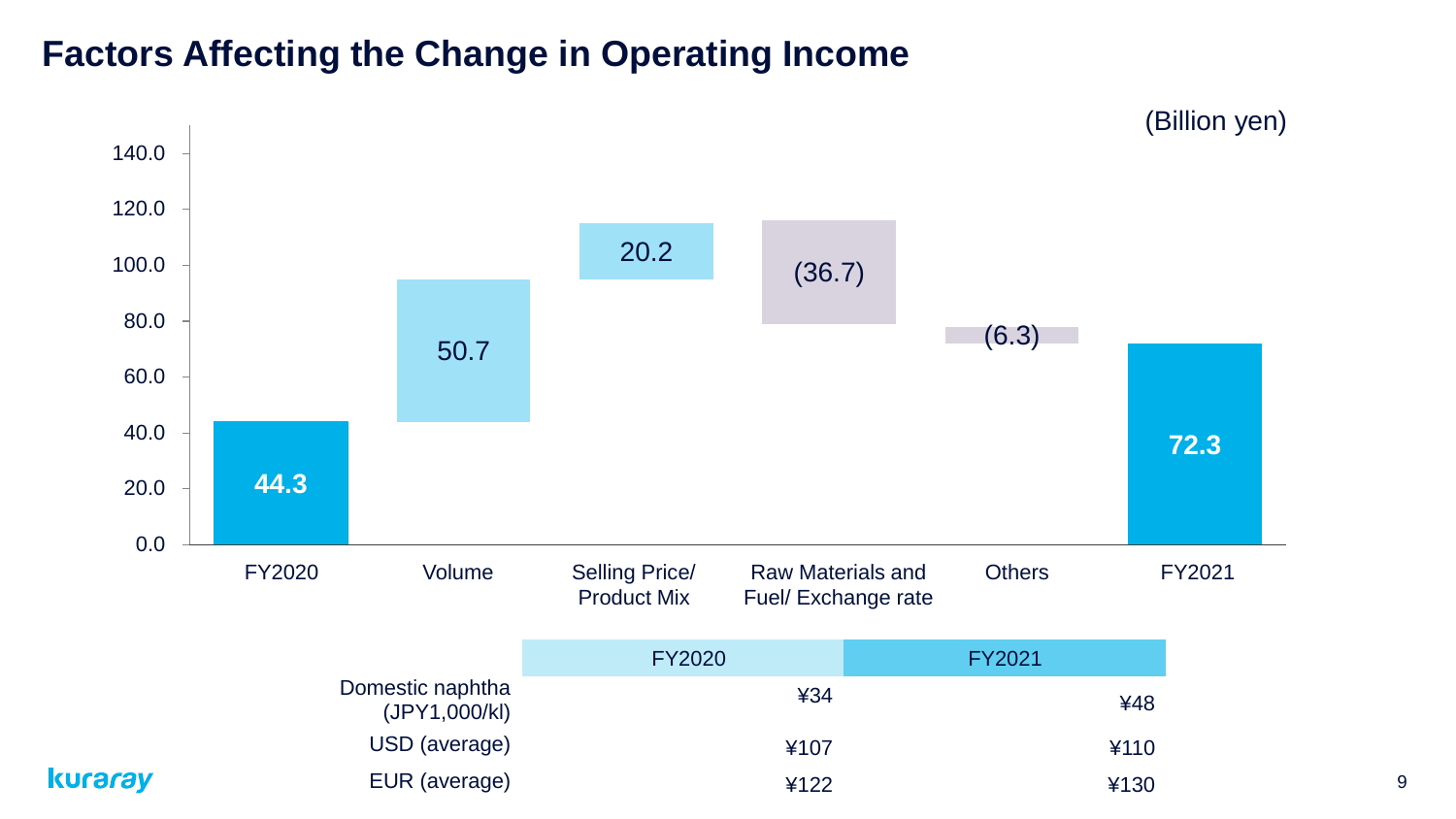# Factors Affecting the Change in Operating Income

(Billion yen)

| | Value |
|---|---|
| FY2020 | 44.3 |
| Volume | 50.7 |
| Selling Price/ Product Mix | 20.2 |
| Raw Materials and Fuel/ Exchange rate | (36.7) |
| Others | (6.3) |
| FY2021 | 72.3 |

| | FY2020 | FY2021 |
|---|---|---|
| Domestic naphtha (JPY1,000/kl) | ¥34 | ¥48 |
| USD (average) | ¥107 | ¥110 |
| EUR (average) | ¥122 | ¥130 |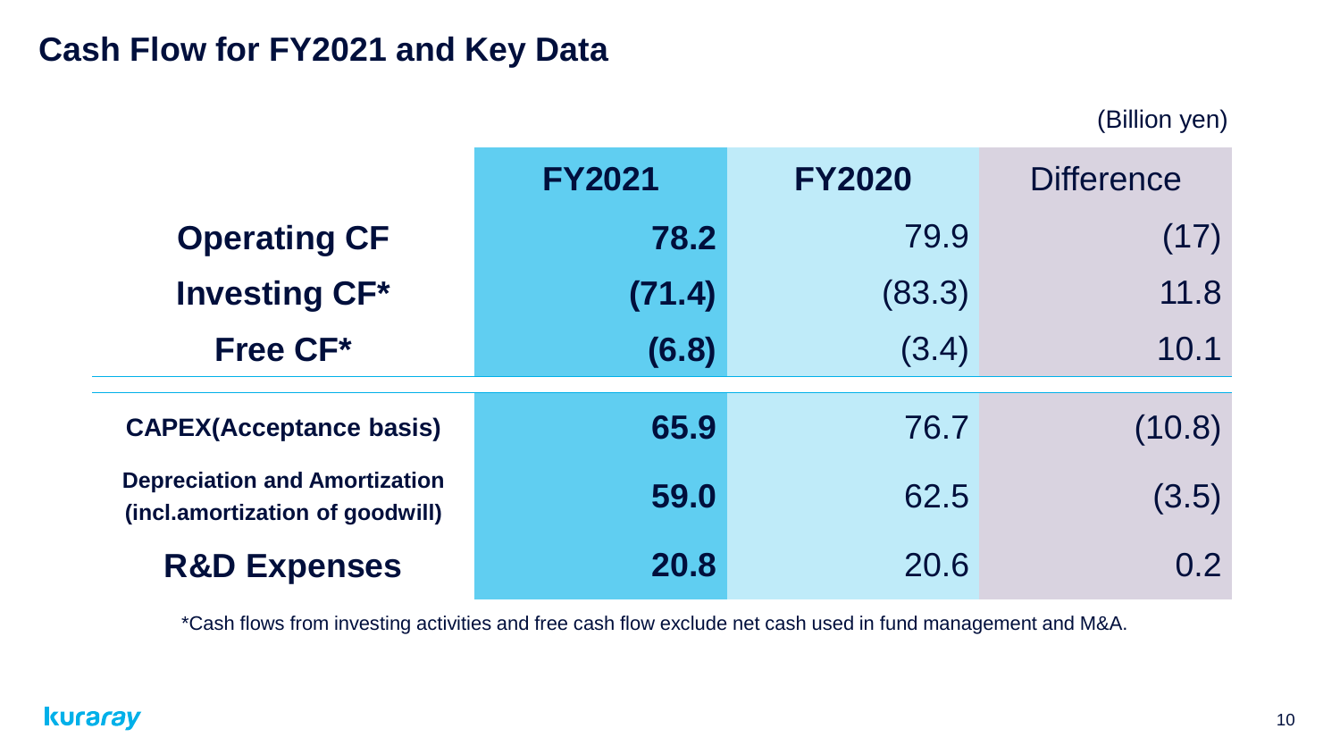## Cash Flow for FY2021 and Key Data

(Billion yen)

| | FY2021 | FY2020 | Difference |
|---|---|---|---|
| **Operating CF** | **78.2** | 79.9 | (17) |
| **Investing CF*** | **(71.4)** | (83.3) | 11.8 |
| **Free CF*** | **(6.8)** | (3.4) | 10.1 |
| **CAPEX(Acceptance basis)** | **65.9** | 76.7 | (10.8) |
| **Depreciation and Amortization (incl.amortization of goodwill)** | **59.0** | 62.5 | (3.5) |
| **R&D Expenses** | **20.8** | 20.6 | 0.2 |

*Cash flows from investing activities and free cash flow exclude net cash used in fund management and M&A.

kuraray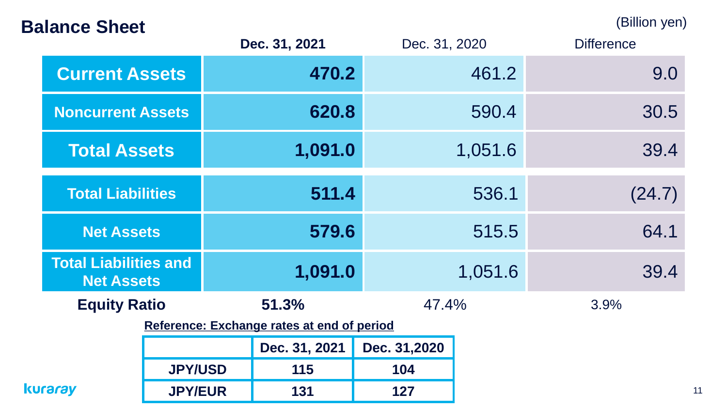## Balance Sheet

(Billion yen)

| | Dec. 31, 2021 | Dec. 31, 2020 | Difference |
|---|---|---|---|
| Current Assets | **470.2** | 461.2 | 9.0 |
| Noncurrent Assets | **620.8** | 590.4 | 30.5 |
| Total Assets | **1,091.0** | 1,051.6 | 39.4 |
| Total Liabilities | **511.4** | 536.1 | (24.7) |
| Net Assets | **579.6** | 515.5 | 64.1 |
| Total Liabilities and Net Assets | **1,091.0** | 1,051.6 | 39.4 |
| **Equity Ratio** | **51.3%** | 47.4% | 3.9% |

**Reference: Exchange rates at end of period**

| | Dec. 31, 2021 | Dec. 31,2020 |
|---|---|---|
| JPY/USD | 115 | 104 |
| JPY/EUR | 131 | 127 |

kuraray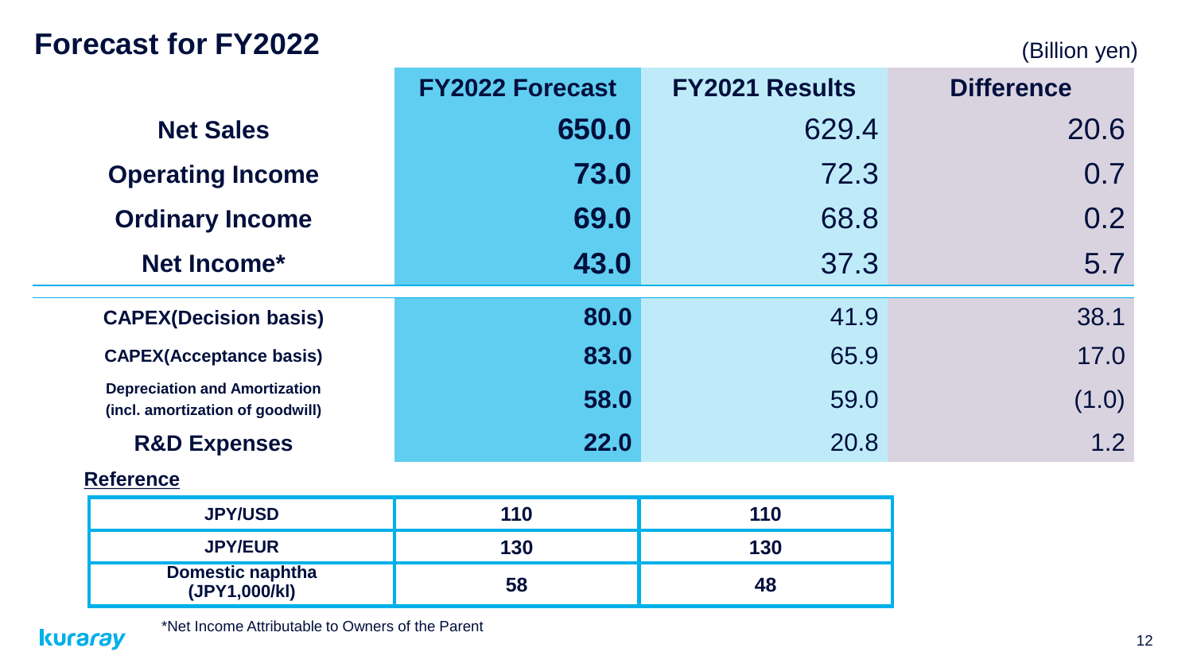# Forecast for FY2022

(Billion yen)

| | FY2022 Forecast | FY2021 Results | Difference |
|---|---|---|---|
| Net Sales | **650.0** | 629.4 | 20.6 |
| Operating Income | **73.0** | 72.3 | 0.7 |
| Ordinary Income | **69.0** | 68.8 | 0.2 |
| Net Income* | **43.0** | 37.3 | 5.7 |
| CAPEX(Decision basis) | **80.0** | 41.9 | 38.1 |
| CAPEX(Acceptance basis) | **83.0** | 65.9 | 17.0 |
| Depreciation and Amortization (incl. amortization of goodwill) | **58.0** | 59.0 | (1.0) |
| R&D Expenses | **22.0** | 20.8 | 1.2 |

**Reference**

| | | |
|---|---|---|
| JPY/USD | 110 | 110 |
| JPY/EUR | 130 | 130 |
| Domestic naphtha (JPY1,000/kl) | 58 | 48 |

*Net Income Attributable to Owners of the Parent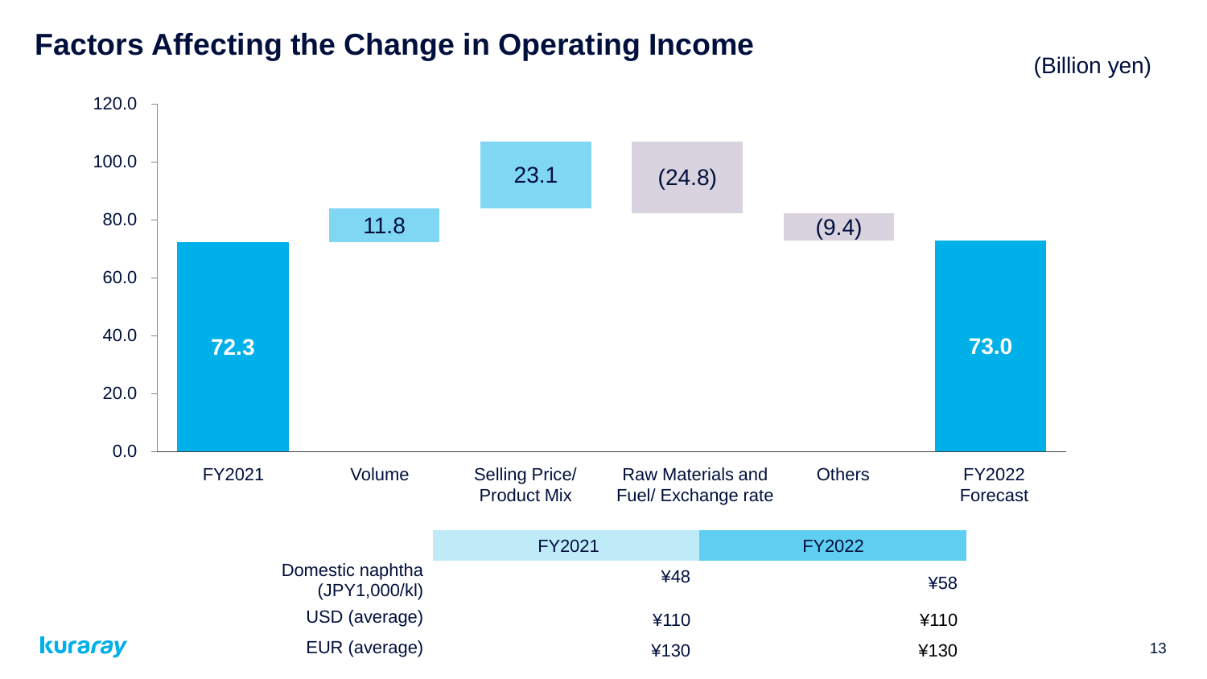# Factors Affecting the Change in Operating Income

(Billion yen)

| | FY2021 | Volume | Selling Price/ Product Mix | Raw Materials and Fuel/ Exchange rate | Others | FY2022 Forecast |
|---|---|---|---|---|---|---|
| Operating Income | 72.3 | 11.8 | 23.1 | (24.8) | (9.4) | 73.0 |

| | FY2021 | FY2022 |
|---|---|---|
| Domestic naphtha (JPY1,000/kl) | ¥48 | ¥58 |
| USD (average) | ¥110 | ¥110 |
| EUR (average) | ¥130 | ¥130 |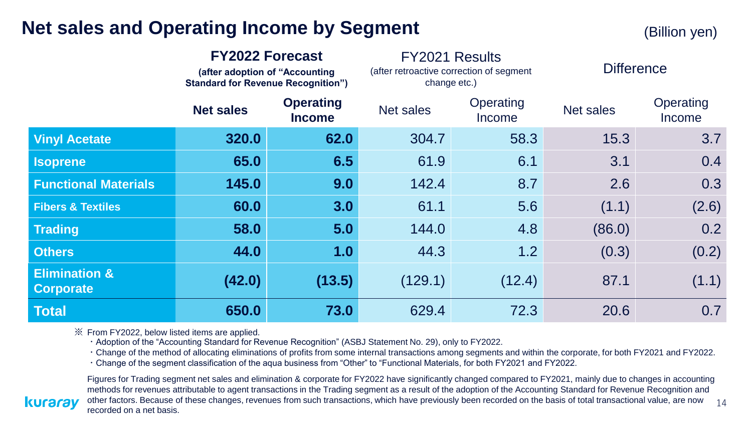# Net sales and Operating Income by Segment

(Billion yen)

| | FY2022 Forecast (after adoption of "Accounting Standard for Revenue Recognition") | | FY2021 Results (after retroactive correction of segment change etc.) | | Difference | |
|---|---|---|---|---|---|---|
| | **Net sales** | **Operating Income** | Net sales | Operating Income | Net sales | Operating Income |
| **Vinyl Acetate** | **320.0** | **62.0** | 304.7 | 58.3 | 15.3 | 3.7 |
| **Isoprene** | **65.0** | **6.5** | 61.9 | 6.1 | 3.1 | 0.4 |
| **Functional Materials** | **145.0** | **9.0** | 142.4 | 8.7 | 2.6 | 0.3 |
| **Fibers & Textiles** | **60.0** | **3.0** | 61.1 | 5.6 | (1.1) | (2.6) |
| **Trading** | **58.0** | **5.0** | 144.0 | 4.8 | (86.0) | 0.2 |
| **Others** | **44.0** | **1.0** | 44.3 | 1.2 | (0.3) | (0.2) |
| **Elimination & Corporate** | **(42.0)** | **(13.5)** | (129.1) | (12.4) | 87.1 | (1.1) |
| **Total** | **650.0** | **73.0** | 629.4 | 72.3 | 20.6 | 0.7 |

※ From FY2022, below listed items are applied.

- Adoption of the "Accounting Standard for Revenue Recognition" (ASBJ Statement No. 29), only to FY2022.
- Change of the method of allocating eliminations of profits from some internal transactions among segments and within the corporate, for both FY2021 and FY2022.
- Change of the segment classification of the aqua business from "Other" to "Functional Materials, for both FY2021 and FY2022.

Figures for Trading segment net sales and elimination & corporate for FY2022 have significantly changed compared to FY2021, mainly due to changes in accounting methods for revenues attributable to agent transactions in the Trading segment as a result of the adoption of the Accounting Standard for Revenue Recognition and other factors. Because of these changes, revenues from such transactions, which have previously been recorded on the basis of total transactional value, are now recorded on a net basis.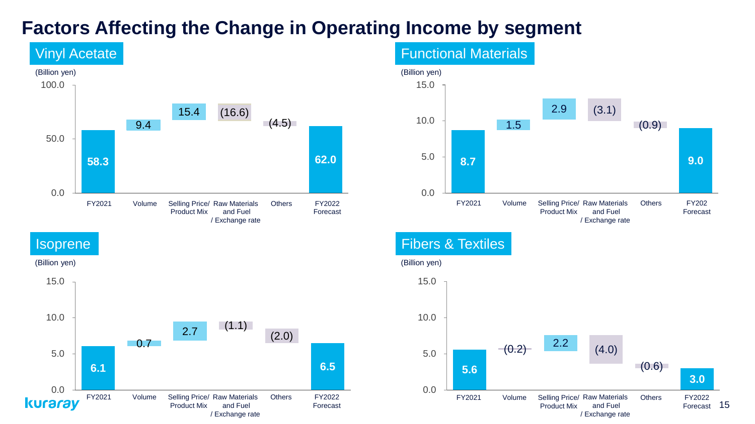# Factors Affecting the Change in Operating Income by segment

## Vinyl Acetate

(Billion yen)

| | FY2021 | Volume | Selling Price/ Product Mix | Raw Materials and Fuel / Exchange rate | Others | FY2022 Forecast |
|---|---|---|---|---|---|---|
| Value | 58.3 | 9.4 | 15.4 | (16.6) | (4.5) | 62.0 |

## Functional Materials

(Billion yen)

| | FY2021 | Volume | Selling Price/ Product Mix | Raw Materials and Fuel / Exchange rate | Others | FY202 Forecast |
|---|---|---|---|---|---|---|
| Value | 8.7 | 1.5 | 2.9 | (3.1) | (0.9) | 9.0 |

## Isoprene

(Billion yen)

| | FY2021 | Volume | Selling Price/ Product Mix | Raw Materials and Fuel / Exchange rate | Others | FY2022 Forecast |
|---|---|---|---|---|---|---|
| Value | 6.1 | 0.7 | 2.7 | (1.1) | (2.0) | 6.5 |

## Fibers & Textiles

(Billion yen)

| | FY2021 | Volume | Selling Price/ Product Mix | Raw Materials and Fuel / Exchange rate | Others | FY2022 Forecast |
|---|---|---|---|---|---|---|
| Value | 5.6 | (0.2) | 2.2 | (4.0) | (0.6) | 3.0 |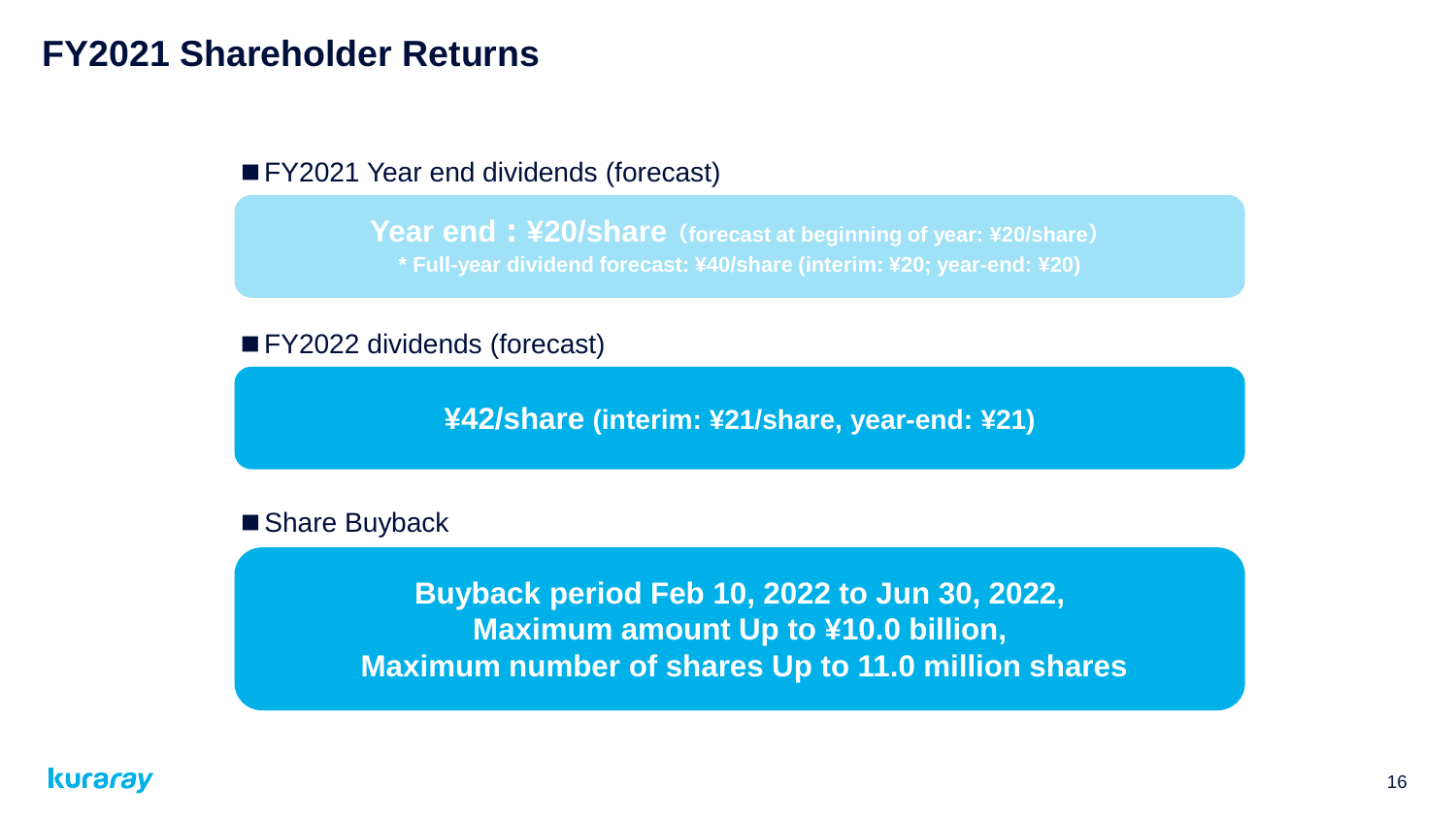# FY2021 Shareholder Returns

■ FY2021 Year end dividends (forecast)

**Year end：¥20/share**（**forecast at beginning of year: ¥20/share**）

*** Full-year dividend forecast: ¥40/share (interim: ¥20; year-end: ¥20)**

■ FY2022 dividends (forecast)

**¥42/share (interim: ¥21/share, year-end: ¥21)**

■ Share Buyback

**Buyback period Feb 10, 2022 to Jun 30, 2022,**
**Maximum amount Up to ¥10.0 billion,**
**Maximum number of shares Up to 11.0 million shares**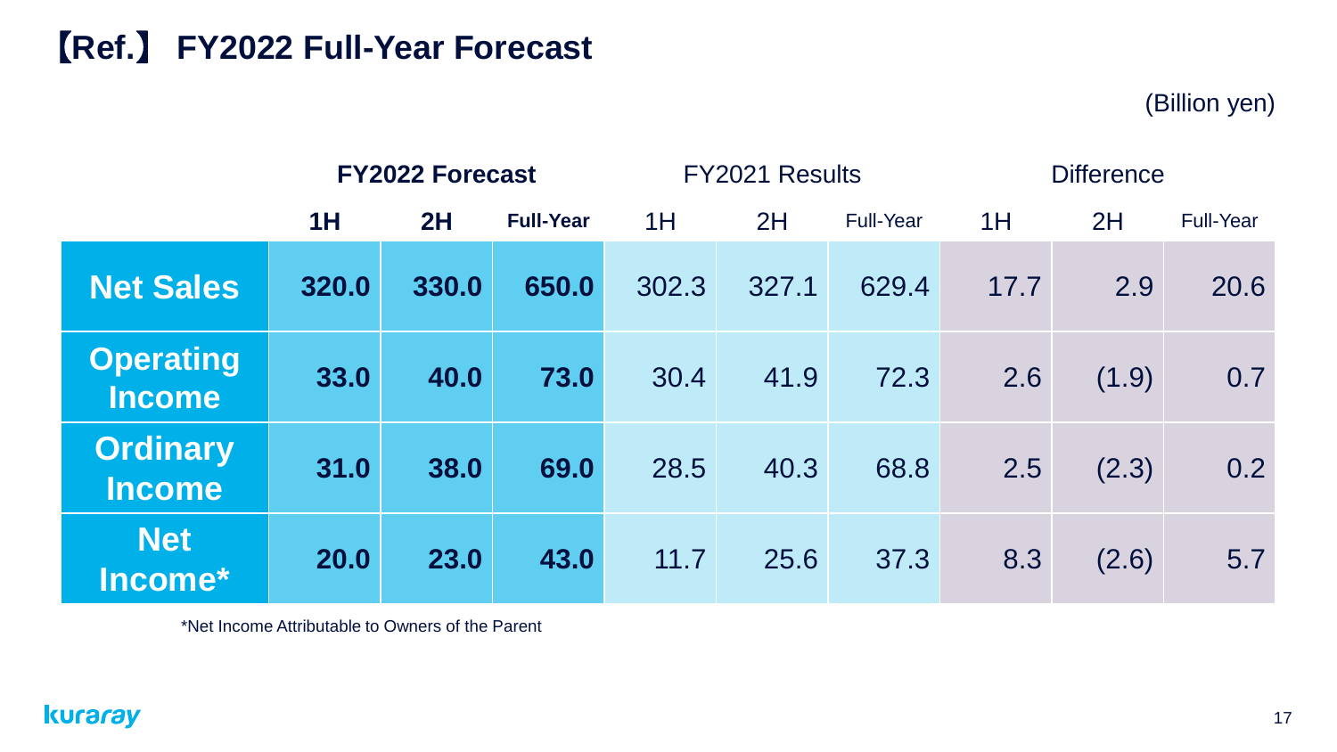# 【Ref.】 FY2022 Full-Year Forecast

(Billion yen)

| | FY2022 Forecast | | | FY2021 Results | | | Difference | | |
|---|---|---|---|---|---|---|---|---|---|
| | 1H | 2H | Full-Year | 1H | 2H | Full-Year | 1H | 2H | Full-Year |
| **Net Sales** | **320.0** | **330.0** | **650.0** | 302.3 | 327.1 | 629.4 | 17.7 | 2.9 | 20.6 |
| **Operating Income** | **33.0** | **40.0** | **73.0** | 30.4 | 41.9 | 72.3 | 2.6 | (1.9) | 0.7 |
| **Ordinary Income** | **31.0** | **38.0** | **69.0** | 28.5 | 40.3 | 68.8 | 2.5 | (2.3) | 0.2 |
| **Net Income*** | **20.0** | **23.0** | **43.0** | 11.7 | 25.6 | 37.3 | 8.3 | (2.6) | 5.7 |

*Net Income Attributable to Owners of the Parent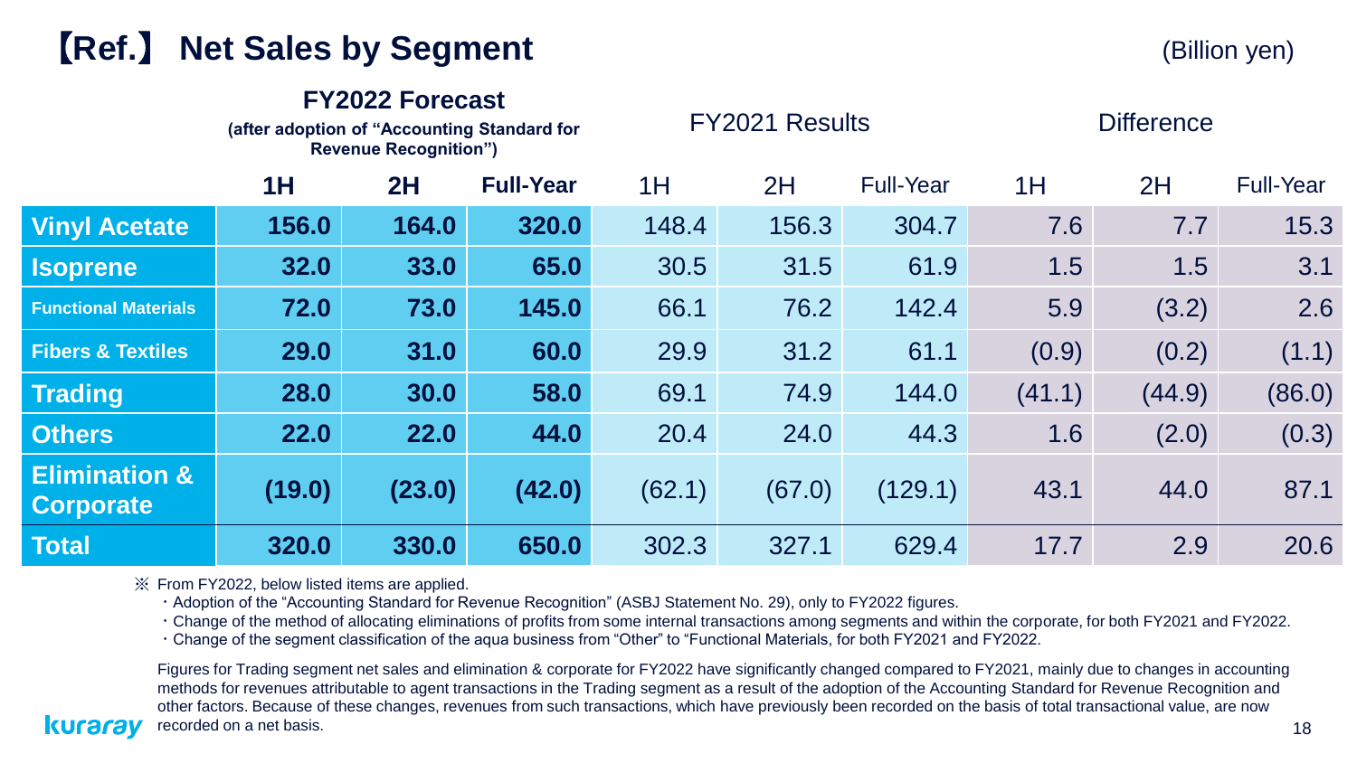# 【Ref.】 Net Sales by Segment

(Billion yen)

| | FY2022 Forecast (after adoption of "Accounting Standard for Revenue Recognition") | | | FY2021 Results | | | Difference | | |
|---|---|---|---|---|---|---|---|---|---|
| | 1H | 2H | Full-Year | 1H | 2H | Full-Year | 1H | 2H | Full-Year |
| Vinyl Acetate | 156.0 | 164.0 | 320.0 | 148.4 | 156.3 | 304.7 | 7.6 | 7.7 | 15.3 |
| Isoprene | 32.0 | 33.0 | 65.0 | 30.5 | 31.5 | 61.9 | 1.5 | 1.5 | 3.1 |
| Functional Materials | 72.0 | 73.0 | 145.0 | 66.1 | 76.2 | 142.4 | 5.9 | (3.2) | 2.6 |
| Fibers & Textiles | 29.0 | 31.0 | 60.0 | 29.9 | 31.2 | 61.1 | (0.9) | (0.2) | (1.1) |
| Trading | 28.0 | 30.0 | 58.0 | 69.1 | 74.9 | 144.0 | (41.1) | (44.9) | (86.0) |
| Others | 22.0 | 22.0 | 44.0 | 20.4 | 24.0 | 44.3 | 1.6 | (2.0) | (0.3) |
| Elimination & Corporate | (19.0) | (23.0) | (42.0) | (62.1) | (67.0) | (129.1) | 43.1 | 44.0 | 87.1 |
| Total | 320.0 | 330.0 | 650.0 | 302.3 | 327.1 | 629.4 | 17.7 | 2.9 | 20.6 |

※ From FY2022, below listed items are applied.

- Adoption of the "Accounting Standard for Revenue Recognition" (ASBJ Statement No. 29), only to FY2022 figures.
- Change of the method of allocating eliminations of profits from some internal transactions among segments and within the corporate, for both FY2021 and FY2022.
- Change of the segment classification of the aqua business from "Other" to "Functional Materials, for both FY2021 and FY2022.

Figures for Trading segment net sales and elimination & corporate for FY2022 have significantly changed compared to FY2021, mainly due to changes in accounting methods for revenues attributable to agent transactions in the Trading segment as a result of the adoption of the Accounting Standard for Revenue Recognition and other factors. Because of these changes, revenues from such transactions, which have previously been recorded on the basis of total transactional value, are now recorded on a net basis.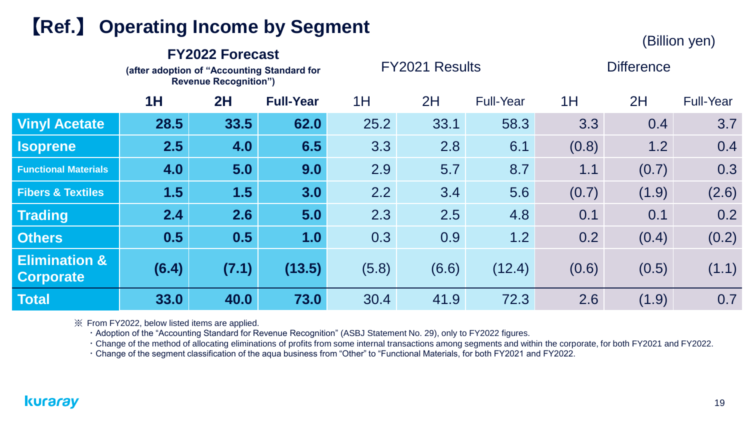# 【Ref.】 Operating Income by Segment

(Billion yen)

| | FY2022 Forecast (after adoption of "Accounting Standard for Revenue Recognition") | | | FY2021 Results | | | Difference | | |
|---|---|---|---|---|---|---|---|---|---|
| | **1H** | **2H** | **Full-Year** | 1H | 2H | Full-Year | 1H | 2H | Full-Year |
| **Vinyl Acetate** | **28.5** | **33.5** | **62.0** | 25.2 | 33.1 | 58.3 | 3.3 | 0.4 | 3.7 |
| **Isoprene** | **2.5** | **4.0** | **6.5** | 3.3 | 2.8 | 6.1 | (0.8) | 1.2 | 0.4 |
| **Functional Materials** | **4.0** | **5.0** | **9.0** | 2.9 | 5.7 | 8.7 | 1.1 | (0.7) | 0.3 |
| **Fibers & Textiles** | **1.5** | **1.5** | **3.0** | 2.2 | 3.4 | 5.6 | (0.7) | (1.9) | (2.6) |
| **Trading** | **2.4** | **2.6** | **5.0** | 2.3 | 2.5 | 4.8 | 0.1 | 0.1 | 0.2 |
| **Others** | **0.5** | **0.5** | **1.0** | 0.3 | 0.9 | 1.2 | 0.2 | (0.4) | (0.2) |
| **Elimination & Corporate** | **(6.4)** | **(7.1)** | **(13.5)** | (5.8) | (6.6) | (12.4) | (0.6) | (0.5) | (1.1) |
| **Total** | **33.0** | **40.0** | **73.0** | 30.4 | 41.9 | 72.3 | 2.6 | (1.9) | 0.7 |

※ From FY2022, below listed items are applied.

- Adoption of the "Accounting Standard for Revenue Recognition" (ASBJ Statement No. 29), only to FY2022 figures.
- Change of the method of allocating eliminations of profits from some internal transactions among segments and within the corporate, for both FY2021 and FY2022.
- Change of the segment classification of the aqua business from "Other" to "Functional Materials, for both FY2021 and FY2022.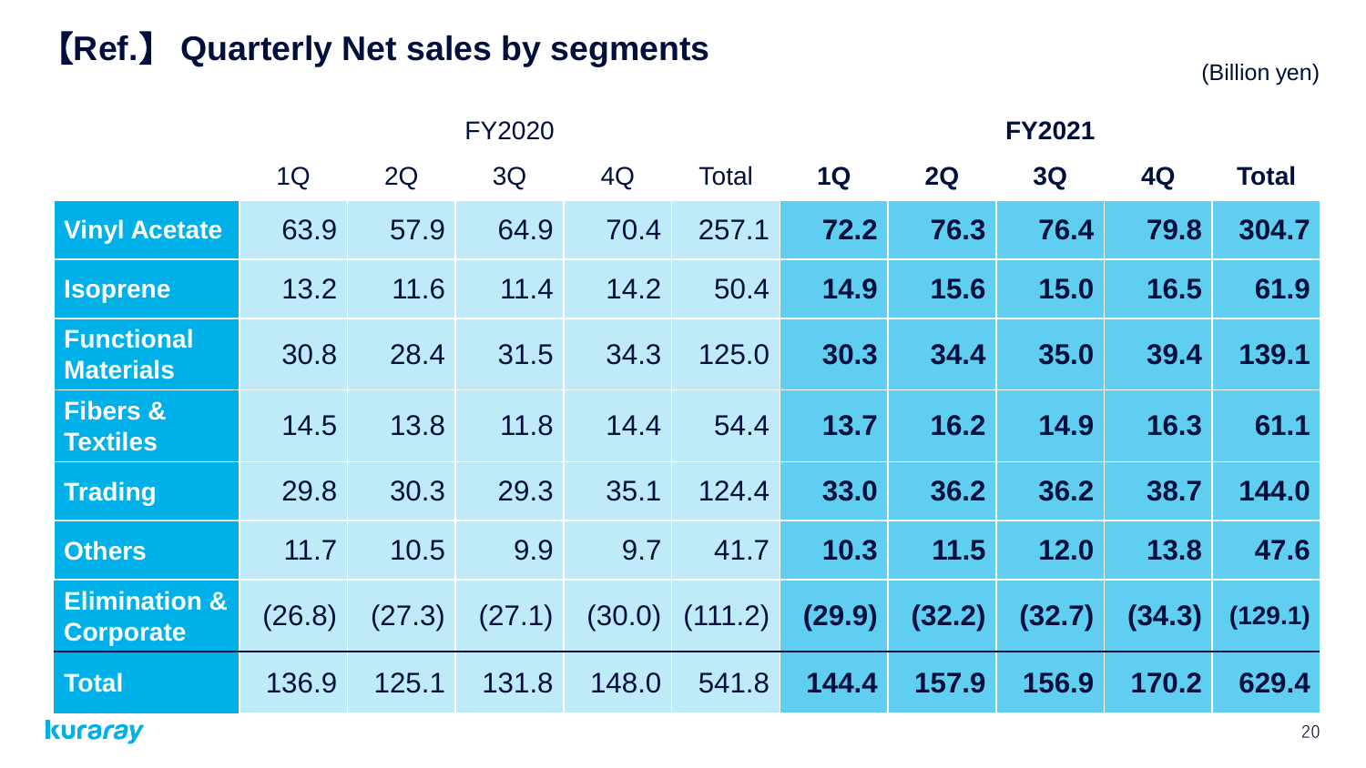# 【Ref.】 Quarterly Net sales by segments

(Billion yen)

| | FY2020 | | | | | **FY2021** | | | | |
|---|---|---|---|---|---|---|---|---|---|---|
| | 1Q | 2Q | 3Q | 4Q | Total | **1Q** | **2Q** | **3Q** | **4Q** | **Total** |
| **Vinyl Acetate** | 63.9 | 57.9 | 64.9 | 70.4 | 257.1 | **72.2** | **76.3** | **76.4** | **79.8** | **304.7** |
| **Isoprene** | 13.2 | 11.6 | 11.4 | 14.2 | 50.4 | **14.9** | **15.6** | **15.0** | **16.5** | **61.9** |
| **Functional Materials** | 30.8 | 28.4 | 31.5 | 34.3 | 125.0 | **30.3** | **34.4** | **35.0** | **39.4** | **139.1** |
| **Fibers & Textiles** | 14.5 | 13.8 | 11.8 | 14.4 | 54.4 | **13.7** | **16.2** | **14.9** | **16.3** | **61.1** |
| **Trading** | 29.8 | 30.3 | 29.3 | 35.1 | 124.4 | **33.0** | **36.2** | **36.2** | **38.7** | **144.0** |
| **Others** | 11.7 | 10.5 | 9.9 | 9.7 | 41.7 | **10.3** | **11.5** | **12.0** | **13.8** | **47.6** |
| **Elimination & Corporate** | (26.8) | (27.3) | (27.1) | (30.0) | (111.2) | **(29.9)** | **(32.2)** | **(32.7)** | **(34.3)** | **(129.1)** |
| **Total** | 136.9 | 125.1 | 131.8 | 148.0 | 541.8 | **144.4** | **157.9** | **156.9** | **170.2** | **629.4** |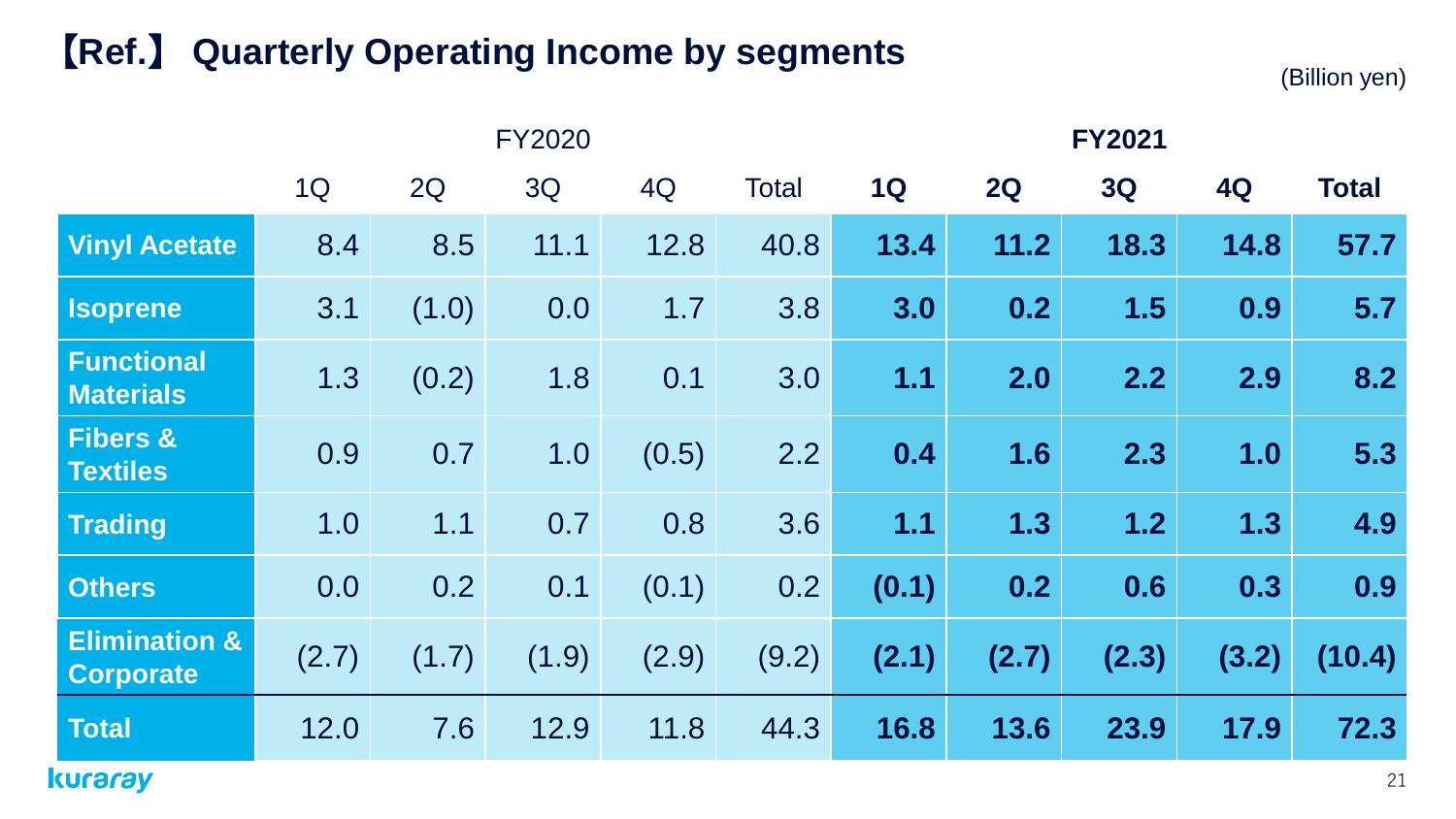## 【Ref.】 Quarterly Operating Income by segments

(Billion yen)

| | FY2020 | | | | | **FY2021** | | | | |
|---|---|---|---|---|---|---|---|---|---|---|
| | 1Q | 2Q | 3Q | 4Q | Total | **1Q** | **2Q** | **3Q** | **4Q** | **Total** |
| **Vinyl Acetate** | 8.4 | 8.5 | 11.1 | 12.8 | 40.8 | **13.4** | **11.2** | **18.3** | **14.8** | **57.7** |
| **Isoprene** | 3.1 | (1.0) | 0.0 | 1.7 | 3.8 | **3.0** | **0.2** | **1.5** | **0.9** | **5.7** |
| **Functional Materials** | 1.3 | (0.2) | 1.8 | 0.1 | 3.0 | **1.1** | **2.0** | **2.2** | **2.9** | **8.2** |
| **Fibers & Textiles** | 0.9 | 0.7 | 1.0 | (0.5) | 2.2 | **0.4** | **1.6** | **2.3** | **1.0** | **5.3** |
| **Trading** | 1.0 | 1.1 | 0.7 | 0.8 | 3.6 | **1.1** | **1.3** | **1.2** | **1.3** | **4.9** |
| **Others** | 0.0 | 0.2 | 0.1 | (0.1) | 0.2 | **(0.1)** | **0.2** | **0.6** | **0.3** | **0.9** |
| **Elimination & Corporate** | (2.7) | (1.7) | (1.9) | (2.9) | (9.2) | **(2.1)** | **(2.7)** | **(2.3)** | **(3.2)** | **(10.4)** |
| **Total** | 12.0 | 7.6 | 12.9 | 11.8 | 44.3 | **16.8** | **13.6** | **23.9** | **17.9** | **72.3** |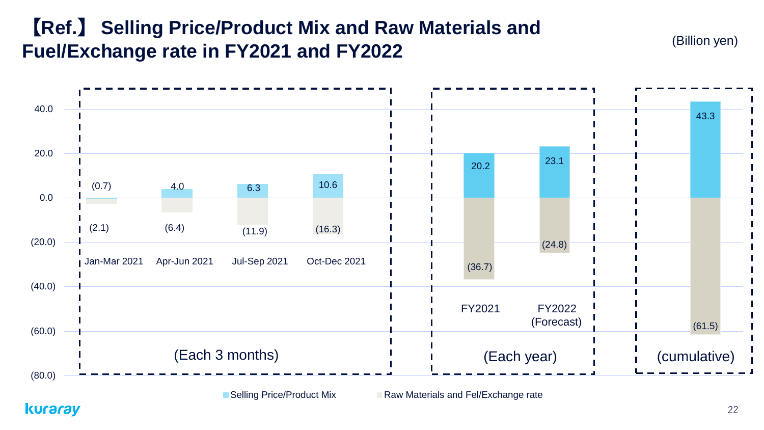# 【Ref.】 Selling Price/Product Mix and Raw Materials and Fuel/Exchange rate in FY2021 and FY2022

(Billion yen)

**(Each 3 months)**

| | Jan-Mar 2021 | Apr-Jun 2021 | Jul-Sep 2021 | Oct-Dec 2021 |
|---|---|---|---|---|
| Selling Price/Product Mix | (0.7) | 4.0 | 6.3 | 10.6 |
| Raw Materials and Fel/Exchange rate | (2.1) | (6.4) | (11.9) | (16.3) |

**(Each year)**

| | FY2021 | FY2022 (Forecast) |
|---|---|---|
| Selling Price/Product Mix | 20.2 | 23.1 |
| Raw Materials and Fel/Exchange rate | (36.7) | (24.8) |

**(cumulative)**

| | Cumulative |
|---|---|
| Selling Price/Product Mix | 43.3 |
| Raw Materials and Fel/Exchange rate | (61.5) |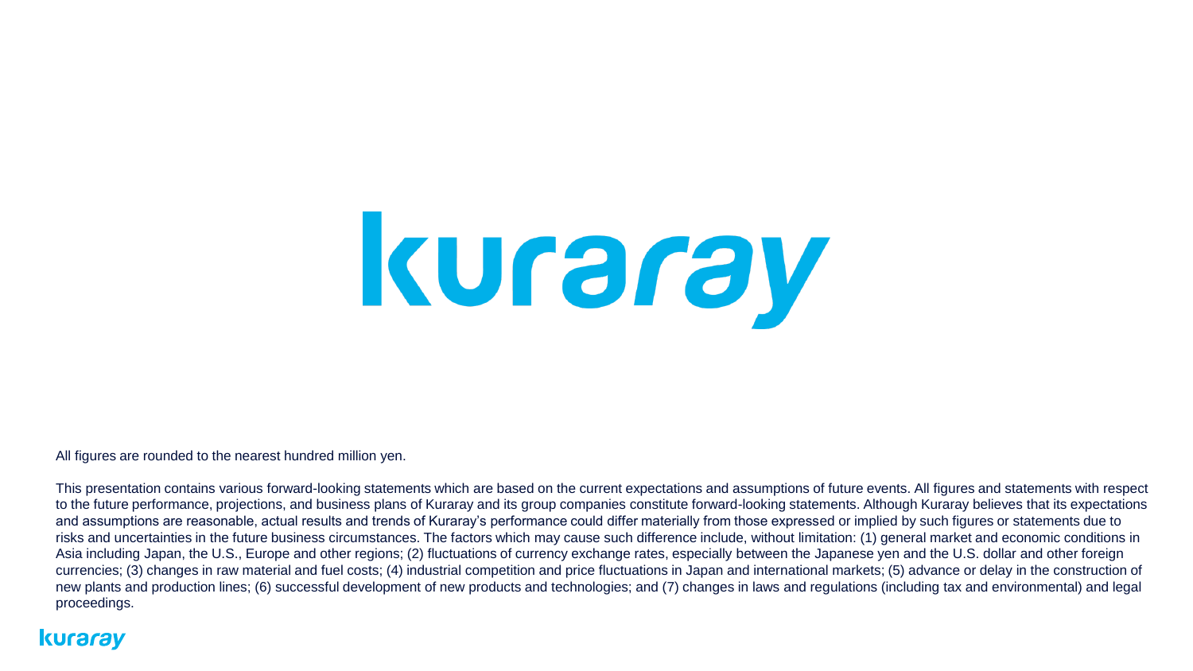kuraray

All figures are rounded to the nearest hundred million yen.

This presentation contains various forward-looking statements which are based on the current expectations and assumptions of future events. All figures and statements with respect to the future performance, projections, and business plans of Kuraray and its group companies constitute forward-looking statements. Although Kuraray believes that its expectations and assumptions are reasonable, actual results and trends of Kuraray's performance could differ materially from those expressed or implied by such figures or statements due to risks and uncertainties in the future business circumstances. The factors which may cause such difference include, without limitation: (1) general market and economic conditions in Asia including Japan, the U.S., Europe and other regions; (2) fluctuations of currency exchange rates, especially between the Japanese yen and the U.S. dollar and other foreign currencies; (3) changes in raw material and fuel costs; (4) industrial competition and price fluctuations in Japan and international markets; (5) advance or delay in the construction of new plants and production lines; (6) successful development of new products and technologies; and (7) changes in laws and regulations (including tax and environmental) and legal proceedings.